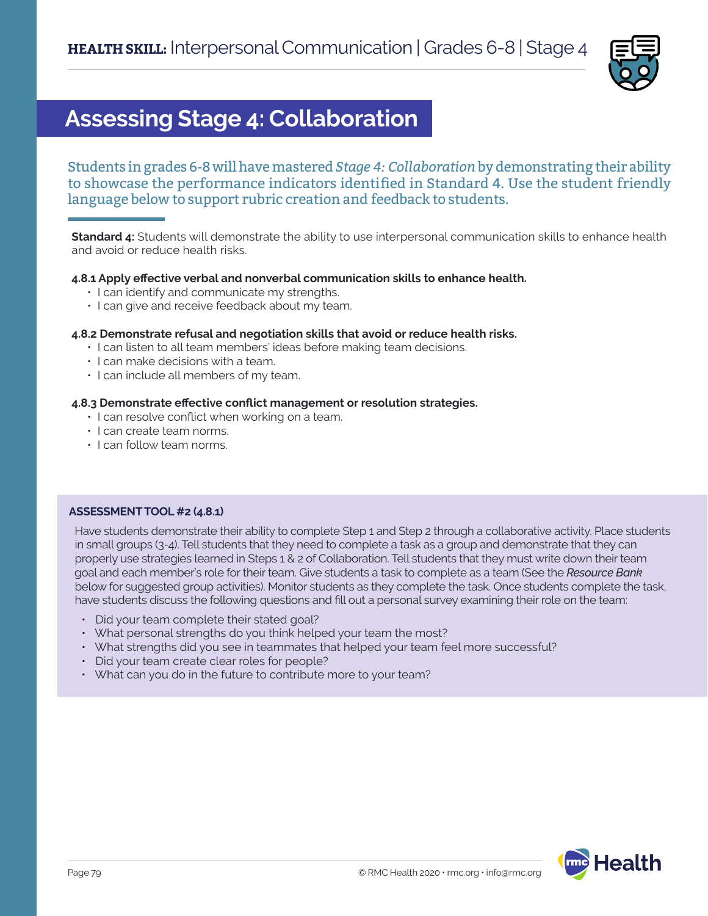**HEALTH SKILL:** Interpersonal Communication | Grades 6-8 | Stage 4

# Assessing Stage 4: Collaboration

Students in grades 6-8 will have mastered *Stage 4: Collaboration* by demonstrating their ability to showcase the performance indicators identified in Standard 4. Use the student friendly language below to support rubric creation and feedback to students.

**Standard 4:** Students will demonstrate the ability to use interpersonal communication skills to enhance health and avoid or reduce health risks.

**4.8.1 Apply effective verbal and nonverbal communication skills to enhance health.**

- I can identify and communicate my strengths.
- I can give and receive feedback about my team.

**4.8.2 Demonstrate refusal and negotiation skills that avoid or reduce health risks.**

- I can listen to all team members' ideas before making team decisions.
- I can make decisions with a team.
- I can include all members of my team.

**4.8.3 Demonstrate effective conflict management or resolution strategies.**

- I can resolve conflict when working on a team.
- I can create team norms.
- I can follow team norms.

**ASSESSMENT TOOL #2 (4.8.1)**

Have students demonstrate their ability to complete Step 1 and Step 2 through a collaborative activity. Place students in small groups (3-4). Tell students that they need to complete a task as a group and demonstrate that they can properly use strategies learned in Steps 1 & 2 of Collaboration. Tell students that they must write down their team goal and each member's role for their team. Give students a task to complete as a team (See the *Resource Bank* below for suggested group activities). Monitor students as they complete the task. Once students complete the task, have students discuss the following questions and fill out a personal survey examining their role on the team:

- Did your team complete their stated goal?
- What personal strengths do you think helped your team the most?
- What strengths did you see in teammates that helped your team feel more successful?
- Did your team create clear roles for people?
- What can you do in the future to contribute more to your team?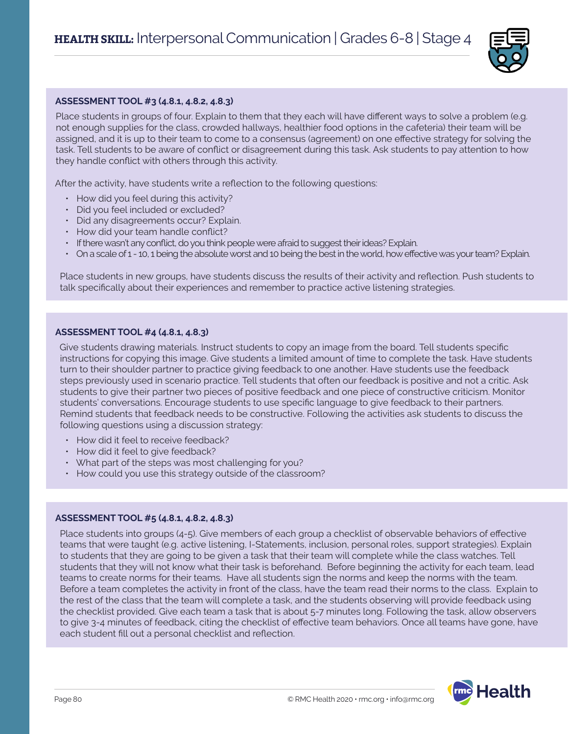# **HEALTH SKILL:** Interpersonal Communication | Grades 6-8 | Stage 4

**ASSESSMENT TOOL #3 (4.8.1, 4.8.2, 4.8.3)**

Place students in groups of four. Explain to them that they each will have different ways to solve a problem (e.g. not enough supplies for the class, crowded hallways, healthier food options in the cafeteria) their team will be assigned, and it is up to their team to come to a consensus (agreement) on one effective strategy for solving the task. Tell students to be aware of conflict or disagreement during this task. Ask students to pay attention to how they handle conflict with others through this activity.

After the activity, have students write a reflection to the following questions:

- How did you feel during this activity?
- Did you feel included or excluded?
- Did any disagreements occur? Explain.
- How did your team handle conflict?
- If there wasn't any conflict, do you think people were afraid to suggest their ideas? Explain.
- On a scale of 1 - 10, 1 being the absolute worst and 10 being the best in the world, how effective was your team? Explain.

Place students in new groups, have students discuss the results of their activity and reflection. Push students to talk specifically about their experiences and remember to practice active listening strategies.

**ASSESSMENT TOOL #4 (4.8.1, 4.8.3)**

Give students drawing materials. Instruct students to copy an image from the board. Tell students specific instructions for copying this image. Give students a limited amount of time to complete the task. Have students turn to their shoulder partner to practice giving feedback to one another. Have students use the feedback steps previously used in scenario practice. Tell students that often our feedback is positive and not a critic. Ask students to give their partner two pieces of positive feedback and one piece of constructive criticism. Monitor students' conversations. Encourage students to use specific language to give feedback to their partners. Remind students that feedback needs to be constructive. Following the activities ask students to discuss the following questions using a discussion strategy:

- How did it feel to receive feedback?
- How did it feel to give feedback?
- What part of the steps was most challenging for you?
- How could you use this strategy outside of the classroom?

**ASSESSMENT TOOL #5 (4.8.1, 4.8.2, 4.8.3)**

Place students into groups (4-5). Give members of each group a checklist of observable behaviors of effective teams that were taught (e.g. active listening, I-Statements, inclusion, personal roles, support strategies). Explain to students that they are going to be given a task that their team will complete while the class watches. Tell students that they will not know what their task is beforehand. Before beginning the activity for each team, lead teams to create norms for their teams. Have all students sign the norms and keep the norms with the team. Before a team completes the activity in front of the class, have the team read their norms to the class. Explain to the rest of the class that the team will complete a task, and the students observing will provide feedback using the checklist provided. Give each team a task that is about 5-7 minutes long. Following the task, allow observers to give 3-4 minutes of feedback, citing the checklist of effective team behaviors. Once all teams have gone, have each student fill out a personal checklist and reflection.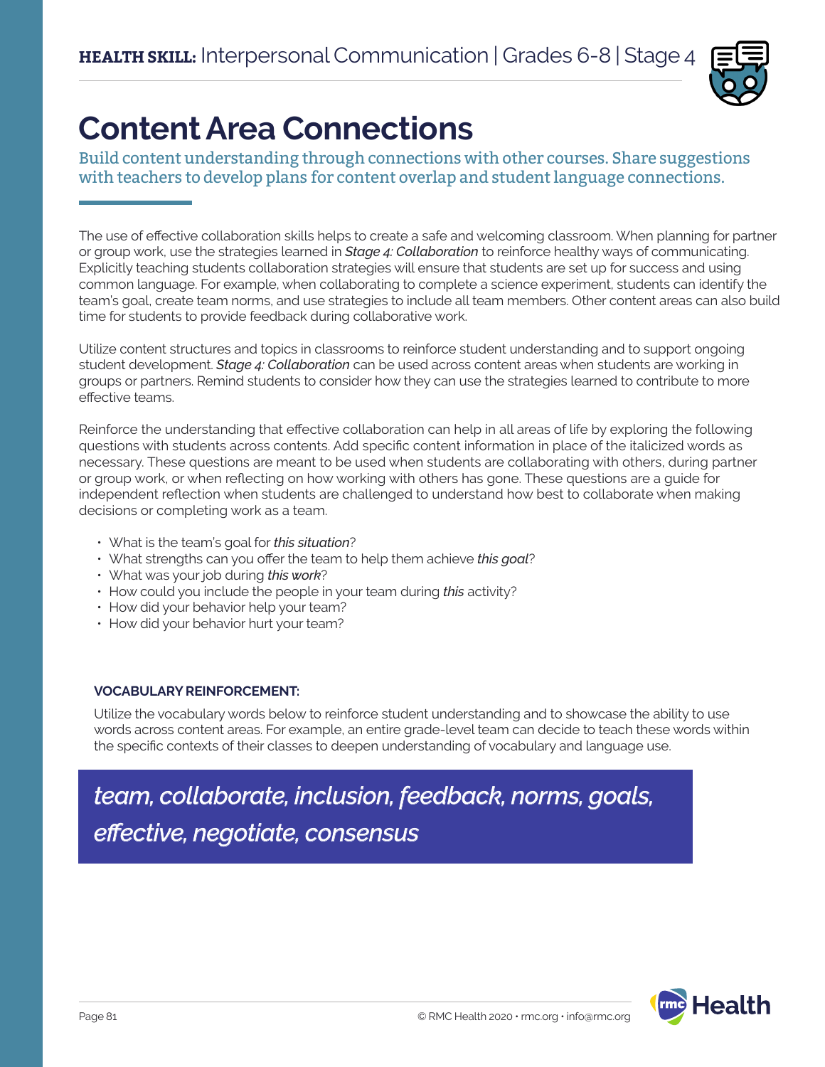# Content Area Connections

Build content understanding through connections with other courses. Share suggestions with teachers to develop plans for content overlap and student language connections.

The use of effective collaboration skills helps to create a safe and welcoming classroom. When planning for partner or group work, use the strategies learned in *Stage 4: Collaboration* to reinforce healthy ways of communicating. Explicitly teaching students collaboration strategies will ensure that students are set up for success and using common language. For example, when collaborating to complete a science experiment, students can identify the team's goal, create team norms, and use strategies to include all team members. Other content areas can also build time for students to provide feedback during collaborative work.

Utilize content structures and topics in classrooms to reinforce student understanding and to support ongoing student development. *Stage 4: Collaboration* can be used across content areas when students are working in groups or partners. Remind students to consider how they can use the strategies learned to contribute to more effective teams.

Reinforce the understanding that effective collaboration can help in all areas of life by exploring the following questions with students across contents. Add specific content information in place of the italicized words as necessary. These questions are meant to be used when students are collaborating with others, during partner or group work, or when reflecting on how working with others has gone. These questions are a guide for independent reflection when students are challenged to understand how best to collaborate when making decisions or completing work as a team.

- What is the team's goal for *this situation*?
- What strengths can you offer the team to help them achieve *this goal*?
- What was your job during *this work*?
- How could you include the people in your team during *this* activity?
- How did your behavior help your team?
- How did your behavior hurt your team?

**VOCABULARY REINFORCEMENT:**

Utilize the vocabulary words below to reinforce student understanding and to showcase the ability to use words across content areas. For example, an entire grade-level team can decide to teach these words within the specific contexts of their classes to deepen understanding of vocabulary and language use.

*team, collaborate, inclusion, feedback, norms, goals, effective, negotiate, consensus*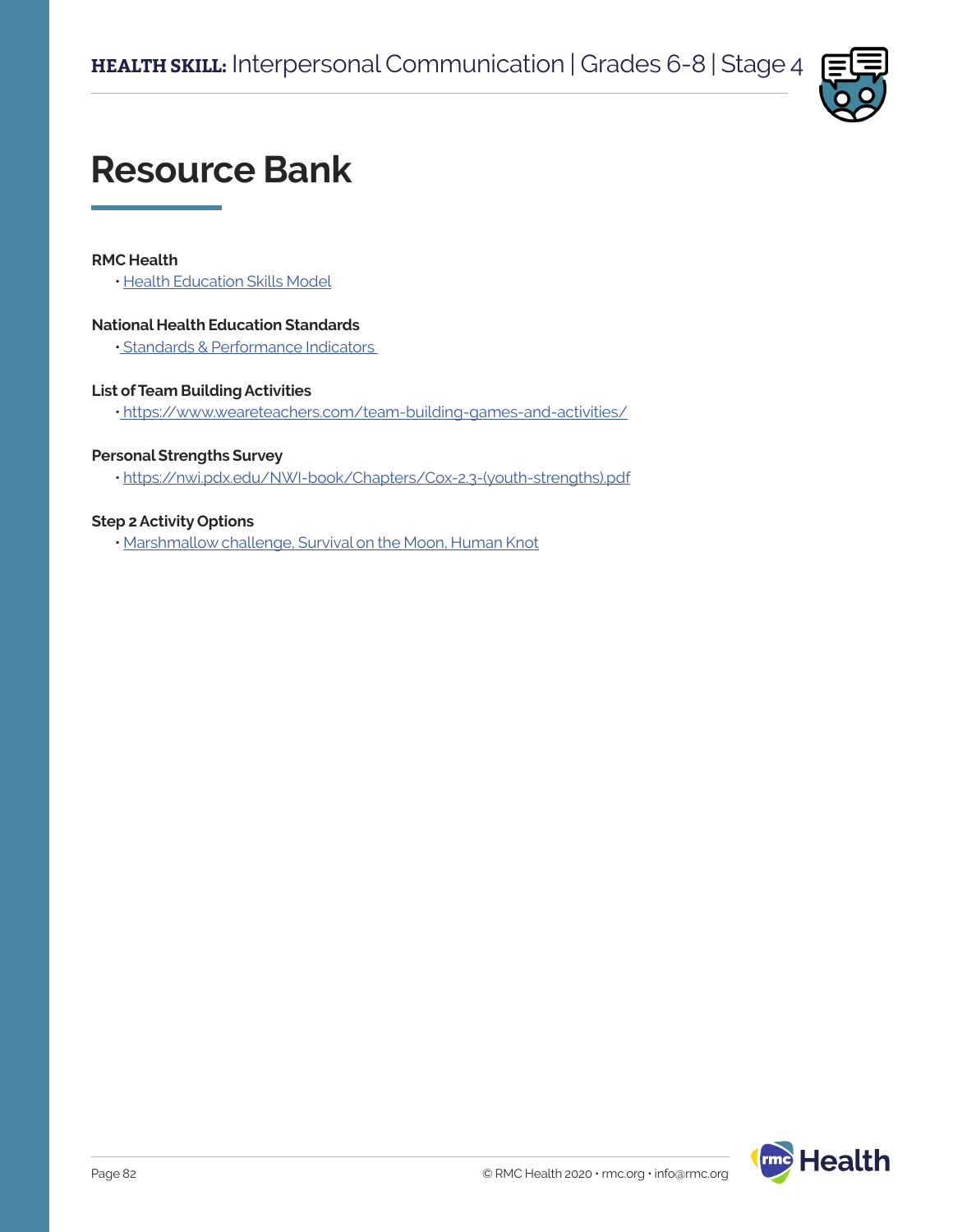# Resource Bank

**RMC Health**

- Health Education Skills Model

**National Health Education Standards**

- Standards & Performance Indicators

**List of Team Building Activities**

- https://www.weareteachers.com/team-building-games-and-activities/

**Personal Strengths Survey**

- https://nwi.pdx.edu/NWI-book/Chapters/Cox-2.3-(youth-strengths).pdf

**Step 2 Activity Options**

- Marshmallow challenge, Survival on the Moon, Human Knot